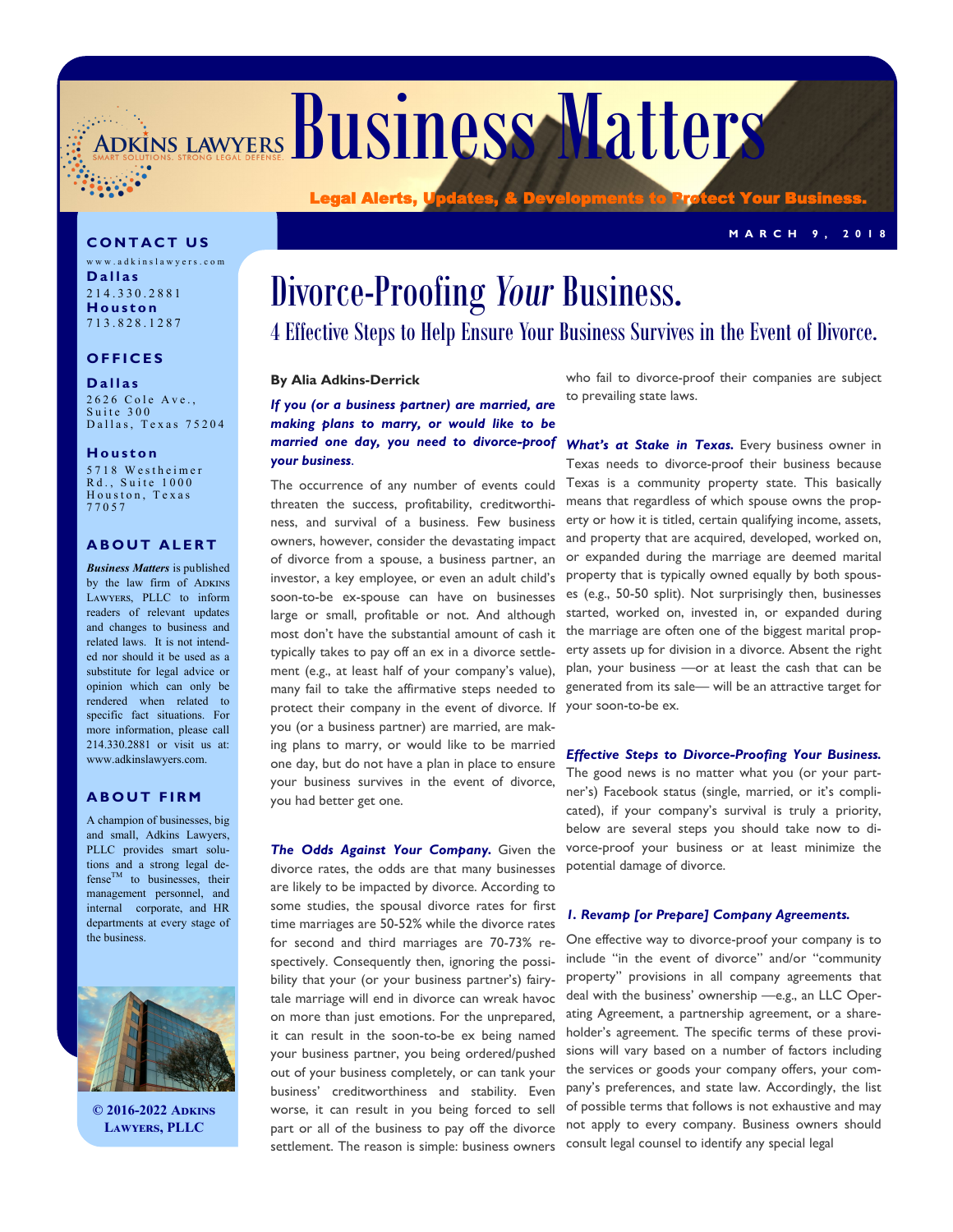# Business Matters

**Legal Alerts, Updates, & Developments to Protect Your Business.**

MARCH 9, 2018

**CONTACT US**

www.adkinslawyers.com

**Dallas**
214.330.2881

**Houston**
713.828.1287

**OFFICES**

**Dallas**
2626 Cole Ave., Suite 300
Dallas, Texas 75204

**Houston**
5718 Westheimer Rd., Suite 1000
Houston, Texas 77057

**ABOUT ALERT**

*Business Matters* is published by the law firm of ADKINS LAWYERS, PLLC to inform readers of relevant updates and changes to business and related laws. It is not intended nor should it be used as a substitute for legal advice or opinion which can only be rendered when related to specific fact situations. For more information, please call 214.330.2881 or visit us at: www.adkinslawyers.com.

**ABOUT FIRM**

A champion of businesses, big and small, Adkins Lawyers, PLLC provides smart solutions and a strong legal defense™ to businesses, their management personnel, and internal corporate, and HR departments at every stage of the business.

© 2016-2022 ADKINS LAWYERS, PLLC

## Divorce-Proofing *Your* Business.

### 4 Effective Steps to Help Ensure Your Business Survives in the Event of Divorce.

**By Alia Adkins-Derrick**

***If you (or a business partner) are married, are making plans to marry, or would like to be married one day, you need to divorce-proof your business.***

The occurrence of any number of events could threaten the success, profitability, creditworthiness, and survival of a business. Few business owners, however, consider the devastating impact of divorce from a spouse, a business partner, an investor, a key employee, or even an adult child's soon-to-be ex-spouse can have on businesses large or small, profitable or not. And although most don't have the substantial amount of cash it typically takes to pay off an ex in a divorce settlement (e.g., at least half of your company's value), many fail to take the affirmative steps needed to protect their company in the event of divorce. If you (or a business partner) are married, are making plans to marry, or would like to be married one day, but do not have a plan in place to ensure your business survives in the event of divorce, you had better get one.

***The Odds Against Your Company.*** Given the divorce rates, the odds are that many businesses are likely to be impacted by divorce. According to some studies, the spousal divorce rates for first time marriages are 50-52% while the divorce rates for second and third marriages are 70-73% respectively. Consequently then, ignoring the possibility that your (or your business partner's) fairytale marriage will end in divorce can wreak havoc on more than just emotions. For the unprepared, it can result in the soon-to-be ex being named your business partner, you being ordered/pushed out of your business completely, or can tank your business' creditworthiness and stability. Even worse, it can result in you being forced to sell part or all of the business to pay off the divorce settlement. The reason is simple: business owners who fail to divorce-proof their companies are subject to prevailing state laws.

***What's at Stake in Texas.*** Every business owner in Texas needs to divorce-proof their business because Texas is a community property state. This basically means that regardless of which spouse owns the property or how it is titled, certain qualifying income, assets, and property that are acquired, developed, worked on, or expanded during the marriage are deemed marital property that is typically owned equally by both spouses (e.g., 50-50 split). Not surprisingly then, businesses started, worked on, invested in, or expanded during the marriage are often one of the biggest marital property assets up for division in a divorce. Absent the right plan, your business —or at least the cash that can be generated from its sale— will be an attractive target for your soon-to-be ex.

***Effective Steps to Divorce-Proofing Your Business.*** The good news is no matter what you (or your partner's) Facebook status (single, married, or it's complicated), if your company's survival is truly a priority, below are several steps you should take now to divorce-proof your business or at least minimize the potential damage of divorce.

***1. Revamp [or Prepare] Company Agreements.*** One effective way to divorce-proof your company is to include "in the event of divorce" and/or "community property" provisions in all company agreements that deal with the business' ownership —e.g., an LLC Operating Agreement, a partnership agreement, or a shareholder's agreement. The specific terms of these provisions will vary based on a number of factors including the services or goods your company offers, your company's preferences, and state law. Accordingly, the list of possible terms that follows is not exhaustive and may not apply to every company. Business owners should consult legal counsel to identify any special legal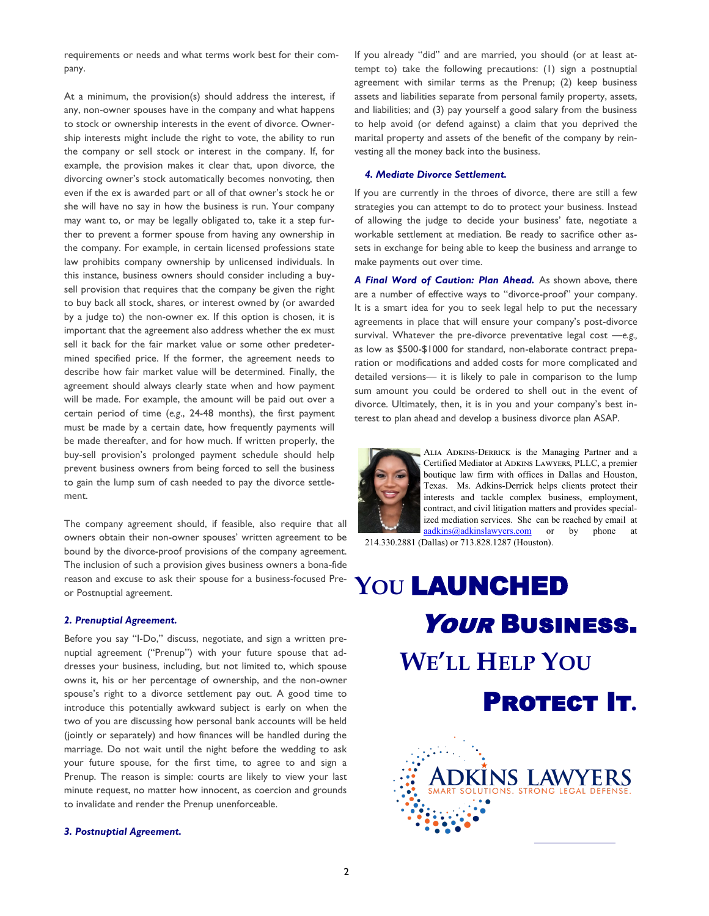requirements or needs and what terms work best for their company.

At a minimum, the provision(s) should address the interest, if any, non-owner spouses have in the company and what happens to stock or ownership interests in the event of divorce. Ownership interests might include the right to vote, the ability to run the company or sell stock or interest in the company. If, for example, the provision makes it clear that, upon divorce, the divorcing owner's stock automatically becomes nonvoting, then even if the ex is awarded part or all of that owner's stock he or she will have no say in how the business is run. Your company may want to, or may be legally obligated to, take it a step further to prevent a former spouse from having any ownership in the company. For example, in certain licensed professions state law prohibits company ownership by unlicensed individuals. In this instance, business owners should consider including a buy-sell provision that requires that the company be given the right to buy back all stock, shares, or interest owned by (or awarded by a judge to) the non-owner ex. If this option is chosen, it is important that the agreement also address whether the ex must sell it back for the fair market value or some other predetermined specified price. If the former, the agreement needs to describe how fair market value will be determined. Finally, the agreement should always clearly state when and how payment will be made. For example, the amount will be paid out over a certain period of time (*e.g.*, 24-48 months), the first payment must be made by a certain date, how frequently payments will be made thereafter, and for how much. If written properly, the buy-sell provision's prolonged payment schedule should help prevent business owners from being forced to sell the business to gain the lump sum of cash needed to pay the divorce settlement.

The company agreement should, if feasible, also require that all owners obtain their non-owner spouses' written agreement to be bound by the divorce-proof provisions of the company agreement. The inclusion of such a provision gives business owners a bona-fide reason and excuse to ask their spouse for a business-focused Pre- or Postnuptial agreement.

***2. Prenuptial Agreement.***

Before you say "I-Do," discuss, negotiate, and sign a written prenuptial agreement ("Prenup") with your future spouse that addresses your business, including, but not limited to, which spouse owns it, his or her percentage of ownership, and the non-owner spouse's right to a divorce settlement pay out. A good time to introduce this potentially awkward subject is early on when the two of you are discussing how personal bank accounts will be held (jointly or separately) and how finances will be handled during the marriage. Do not wait until the night before the wedding to ask your future spouse, for the first time, to agree to and sign a Prenup. The reason is simple: courts are likely to view your last minute request, no matter how innocent, as coercion and grounds to invalidate and render the Prenup unenforceable.

***3. Postnuptial Agreement.***

If you already "did" and are married, you should (or at least attempt to) take the following precautions: (1) sign a postnuptial agreement with similar terms as the Prenup; (2) keep business assets and liabilities separate from personal family property, assets, and liabilities; and (3) pay yourself a good salary from the business to help avoid (or defend against) a claim that you deprived the marital property and assets of the benefit of the company by reinvesting all the money back into the business.

***4. Mediate Divorce Settlement.***

If you are currently in the throes of divorce, there are still a few strategies you can attempt to do to protect your business. Instead of allowing the judge to decide your business' fate, negotiate a workable settlement at mediation. Be ready to sacrifice other assets in exchange for being able to keep the business and arrange to make payments out over time.

***A Final Word of Caution: Plan Ahead.*** As shown above, there are a number of effective ways to "divorce-proof" your company. It is a smart idea for you to seek legal help to put the necessary agreements in place that will ensure your company's post-divorce survival. Whatever the pre-divorce preventative legal cost —*e.g.*, as low as $500-$1000 for standard, non-elaborate contract preparation or modifications and added costs for more complicated and detailed versions— it is likely to pale in comparison to the lump sum amount you could be ordered to shell out in the event of divorce. Ultimately, then, it is in you and your company's best interest to plan ahead and develop a business divorce plan ASAP.

ALIA ADKINS-DERRICK is the Managing Partner and a Certified Mediator at ADKINS LAWYERS, PLLC, a premier boutique law firm with offices in Dallas and Houston, Texas. Ms. Adkins-Derrick helps clients protect their interests and tackle complex business, employment, contract, and civil litigation matters and provides specialized mediation services. She can be reached by email at aadkins@adkinslawyers.com or by phone at 214.330.2881 (Dallas) or 713.828.1287 (Houston).

**YOU LAUNCHED *YOUR* BUSINESS. WE'LL HELP YOU PROTECT IT.**

ADKINS LAWYERS
SMART SOLUTIONS. STRONG LEGAL DEFENSE.